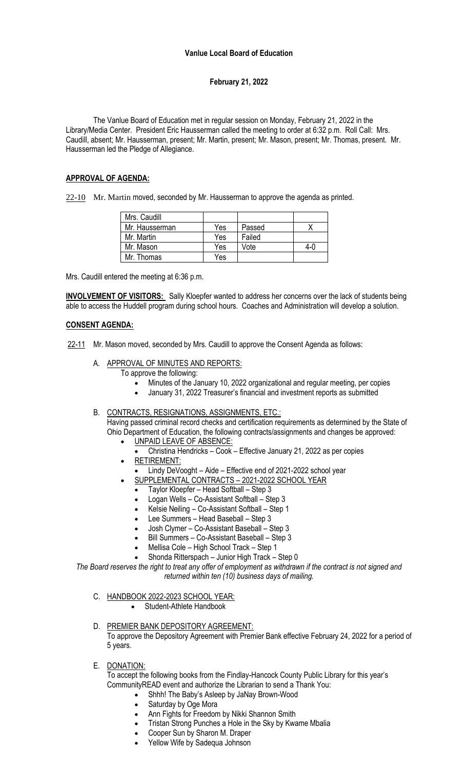**Vanlue Local Board of Education**

**February 21, 2022**

The Vanlue Board of Education met in regular session on Monday, February 21, 2022 in the Library/Media Center. President Eric Hausserman called the meeting to order at 6:32 p.m. Roll Call: Mrs. Caudill, absent; Mr. Hausserman, present; Mr. Martin, present; Mr. Mason, present; Mr. Thomas, present. Mr. Hausserman led the Pledge of Allegiance.

**APPROVAL OF AGENDA:**

22-10 Mr. Martin moved, seconded by Mr. Hausserman to approve the agenda as printed.

| Mrs. Caudill | | | |
|---|---|---|---|
| Mr. Hausserman | Yes | Passed | X |
| Mr. Martin | Yes | Failed | |
| Mr. Mason | Yes | Vote | 4-0 |
| Mr. Thomas | Yes | | |

Mrs. Caudill entered the meeting at 6:36 p.m.

**INVOLVEMENT OF VISITORS:** Sally Kloepfer wanted to address her concerns over the lack of students being able to access the Huddell program during school hours. Coaches and Administration will develop a solution.

**CONSENT AGENDA:**

22-11 Mr. Mason moved, seconded by Mrs. Caudill to approve the Consent Agenda as follows:

A. APPROVAL OF MINUTES AND REPORTS:
   To approve the following:
   - Minutes of the January 10, 2022 organizational and regular meeting, per copies
   - January 31, 2022 Treasurer's financial and investment reports as submitted

B. CONTRACTS, RESIGNATIONS, ASSIGNMENTS, ETC.:
   Having passed criminal record checks and certification requirements as determined by the State of Ohio Department of Education, the following contracts/assignments and changes be approved:
   - UNPAID LEAVE OF ABSENCE:
     - Christina Hendricks – Cook – Effective January 21, 2022 as per copies
   - RETIREMENT:
     - Lindy DeVooght – Aide – Effective end of 2021-2022 school year
   - SUPPLEMENTAL CONTRACTS – 2021-2022 SCHOOL YEAR
     - Taylor Kloepfer – Head Softball – Step 3
     - Logan Wells – Co-Assistant Softball – Step 3
     - Kelsie Neiling – Co-Assistant Softball – Step 1
     - Lee Summers – Head Baseball – Step 3
     - Josh Clymer – Co-Assistant Baseball – Step 3
     - Bill Summers – Co-Assistant Baseball – Step 3
     - Mellisa Cole – High School Track – Step 1
     - Shonda Ritterspach – Junior High Track – Step 0

*The Board reserves the right to treat any offer of employment as withdrawn if the contract is not signed and returned within ten (10) business days of mailing.*

C. HANDBOOK 2022-2023 SCHOOL YEAR:
   - Student-Athlete Handbook

D. PREMIER BANK DEPOSITORY AGREEMENT:
   To approve the Depository Agreement with Premier Bank effective February 24, 2022 for a period of 5 years.

E. DONATION:
   To accept the following books from the Findlay-Hancock County Public Library for this year's CommunityREAD event and authorize the Librarian to send a Thank You:
   - Shhh! The Baby's Asleep by JaNay Brown-Wood
   - Saturday by Oge Mora
   - Ann Fights for Freedom by Nikki Shannon Smith
   - Tristan Strong Punches a Hole in the Sky by Kwame Mbalia
   - Cooper Sun by Sharon M. Draper
   - Yellow Wife by Sadequa Johnson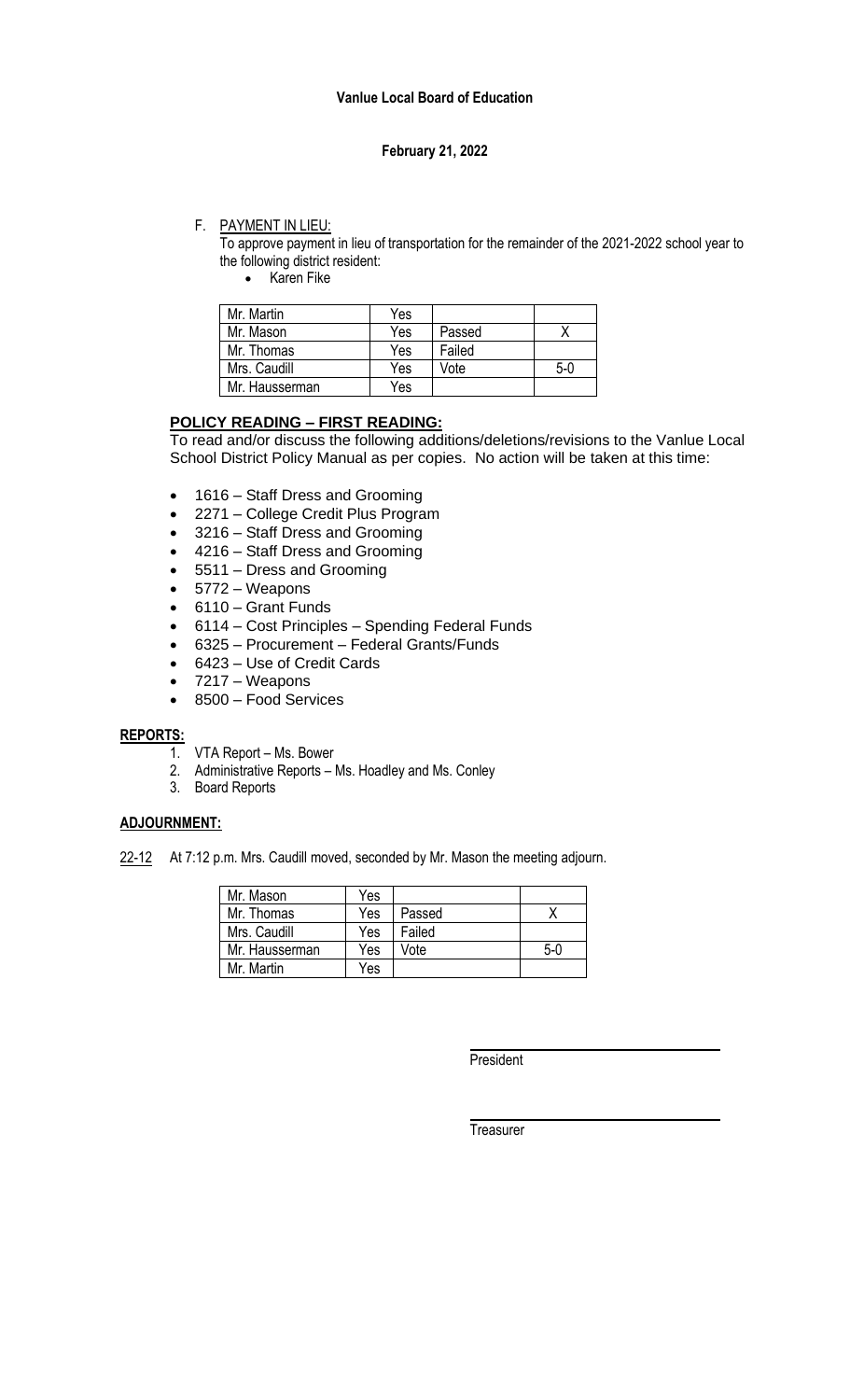**Vanlue Local Board of Education**

**February 21, 2022**

F. PAYMENT IN LIEU:

To approve payment in lieu of transportation for the remainder of the 2021-2022 school year to the following district resident:

- Karen Fike

| | | | |
|---|---|---|---|
| Mr. Martin | Yes | | |
| Mr. Mason | Yes | Passed | X |
| Mr. Thomas | Yes | Failed | |
| Mrs. Caudill | Yes | Vote | 5-0 |
| Mr. Hausserman | Yes | | |

## POLICY READING – FIRST READING:

To read and/or discuss the following additions/deletions/revisions to the Vanlue Local School District Policy Manual as per copies. No action will be taken at this time:

- 1616 – Staff Dress and Grooming
- 2271 – College Credit Plus Program
- 3216 – Staff Dress and Grooming
- 4216 – Staff Dress and Grooming
- 5511 – Dress and Grooming
- 5772 – Weapons
- 6110 – Grant Funds
- 6114 – Cost Principles – Spending Federal Funds
- 6325 – Procurement – Federal Grants/Funds
- 6423 – Use of Credit Cards
- 7217 – Weapons
- 8500 – Food Services

## REPORTS:

1. VTA Report – Ms. Bower
2. Administrative Reports – Ms. Hoadley and Ms. Conley
3. Board Reports

## ADJOURNMENT:

22-12 At 7:12 p.m. Mrs. Caudill moved, seconded by Mr. Mason the meeting adjourn.

| | | | |
|---|---|---|---|
| Mr. Mason | Yes | | |
| Mr. Thomas | Yes | Passed | X |
| Mrs. Caudill | Yes | Failed | |
| Mr. Hausserman | Yes | Vote | 5-0 |
| Mr. Martin | Yes | | |

President

Treasurer